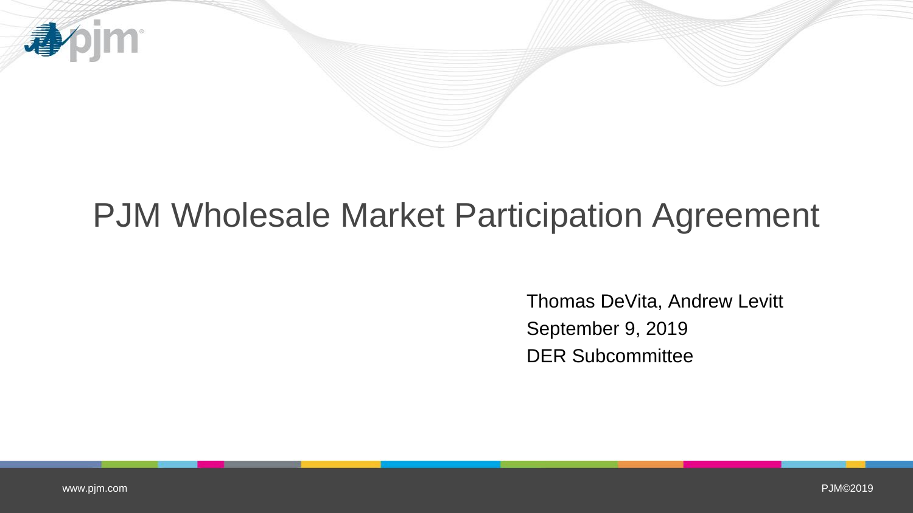# PJM Wholesale Market Participation Agreement

Thomas DeVita, Andrew Levitt

September 9, 2019

DER Subcommittee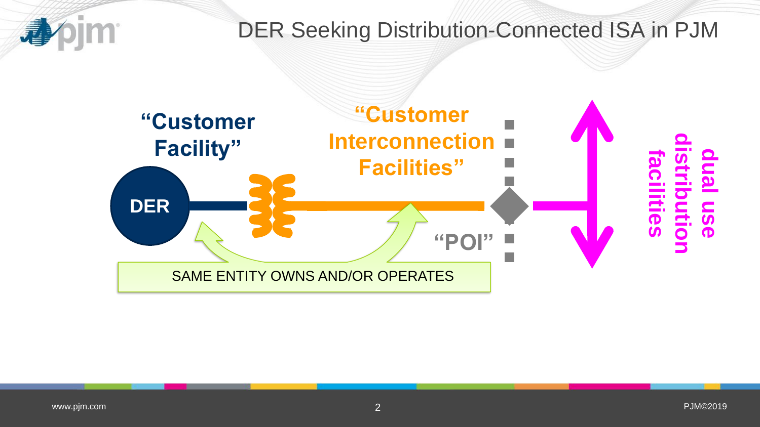# DER Seeking Distribution-Connected ISA in PJM

**"Customer Facility"**

**DER**

**"Customer Interconnection Facilities"**

**"POI"**

**dual use distribution facilities**

SAME ENTITY OWNS AND/OR OPERATES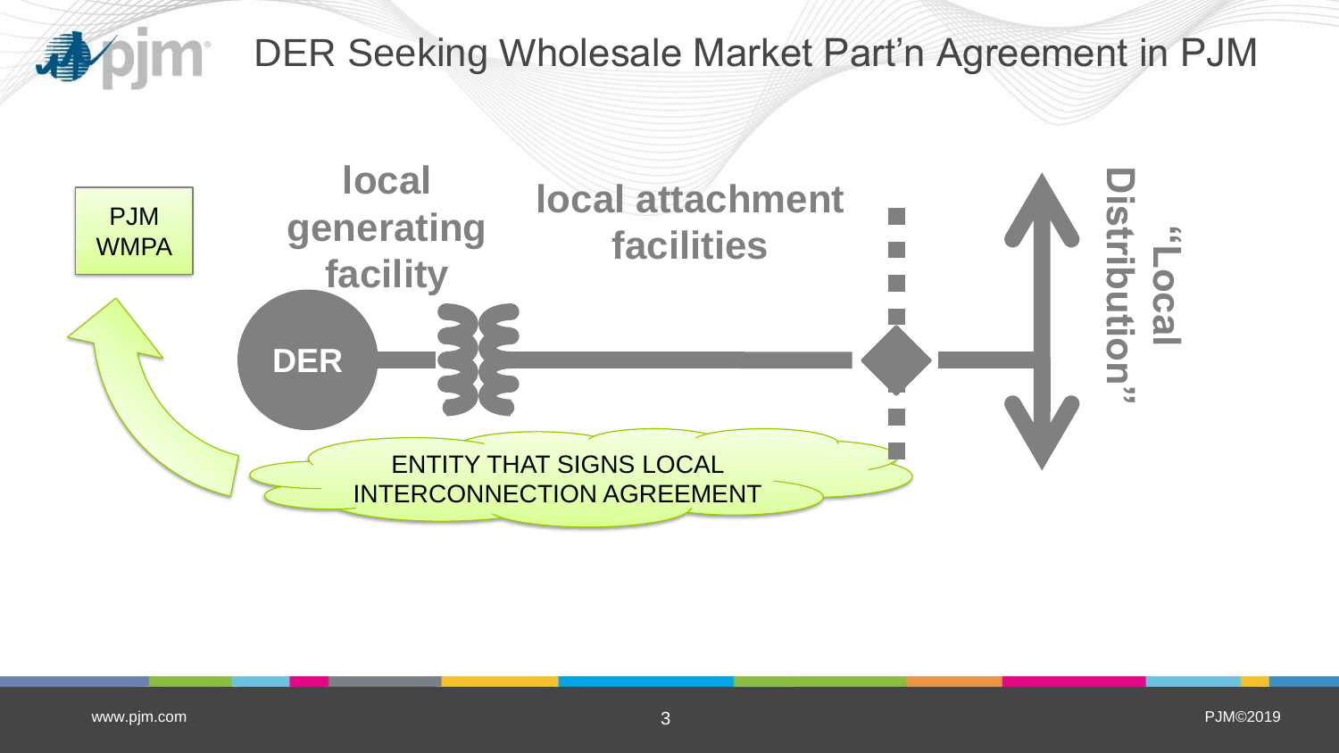# DER Seeking Wholesale Market Part'n Agreement in PJM

PJM WMPA

local generating facility

local attachment facilities

DER

"Local Distribution"

ENTITY THAT SIGNS LOCAL INTERCONNECTION AGREEMENT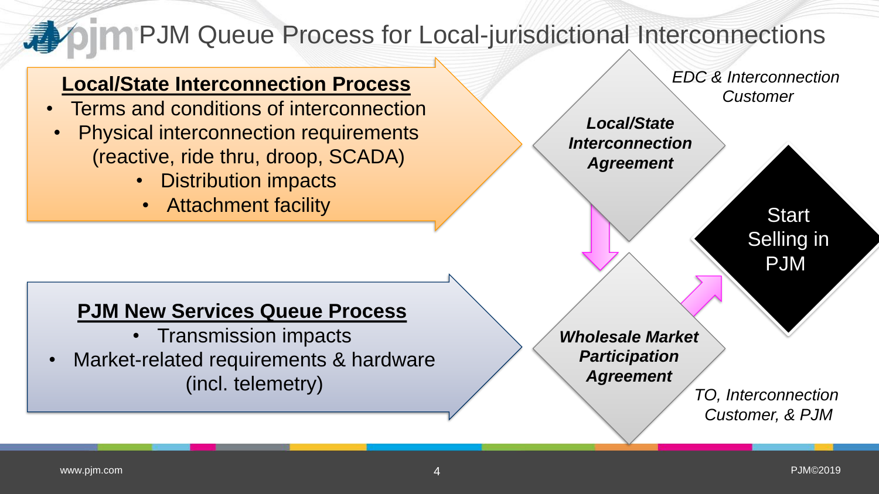# PJM Queue Process for Local-jurisdictional Interconnections

## Local/State Interconnection Process

- Terms and conditions of interconnection
- Physical interconnection requirements (reactive, ride thru, droop, SCADA)
- Distribution impacts
- Attachment facility

## PJM New Services Queue Process

- Transmission impacts
- Market-related requirements & hardware (incl. telemetry)

***Local/State Interconnection Agreement***

*EDC & Interconnection Customer*

***Wholesale Market Participation Agreement***

*TO, Interconnection Customer, & PJM*

Start Selling in PJM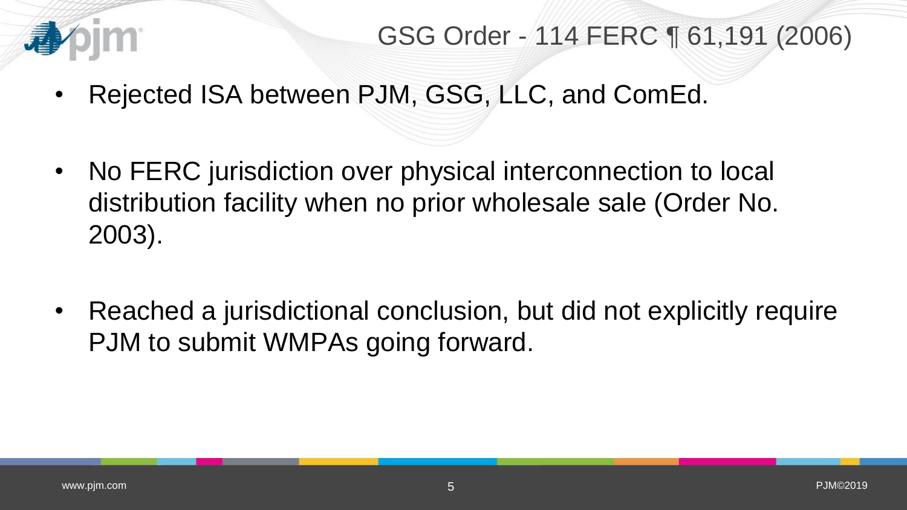# GSG Order - 114 FERC ¶ 61,191 (2006)

- Rejected ISA between PJM, GSG, LLC, and ComEd.
- No FERC jurisdiction over physical interconnection to local distribution facility when no prior wholesale sale (Order No. 2003).
- Reached a jurisdictional conclusion, but did not explicitly require PJM to submit WMPAs going forward.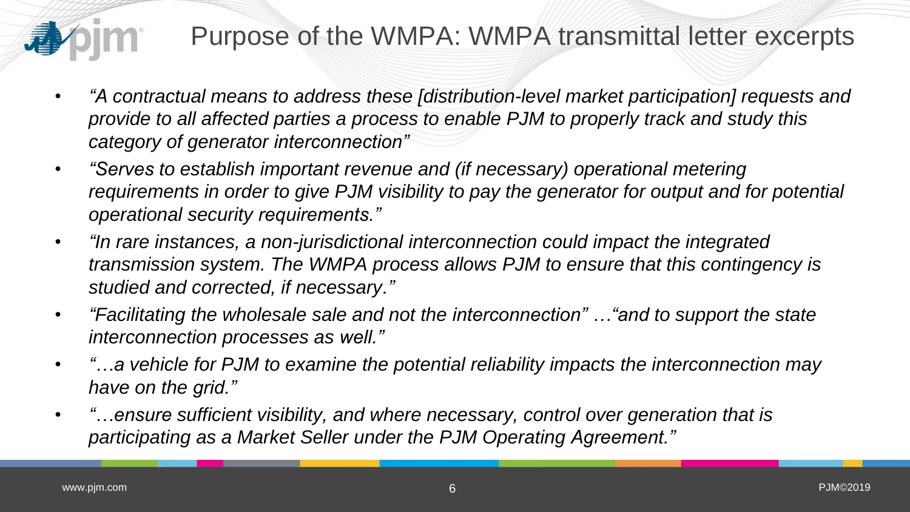# Purpose of the WMPA: WMPA transmittal letter excerpts

- *"A contractual means to address these [distribution-level market participation] requests and provide to all affected parties a process to enable PJM to properly track and study this category of generator interconnection"*
- *"Serves to establish important revenue and (if necessary) operational metering requirements in order to give PJM visibility to pay the generator for output and for potential operational security requirements."*
- *"In rare instances, a non-jurisdictional interconnection could impact the integrated transmission system. The WMPA process allows PJM to ensure that this contingency is studied and corrected, if necessary."*
- *"Facilitating the wholesale sale and not the interconnection" …"and to support the state interconnection processes as well."*
- *"…a vehicle for PJM to examine the potential reliability impacts the interconnection may have on the grid."*
- *"…ensure sufficient visibility, and where necessary, control over generation that is participating as a Market Seller under the PJM Operating Agreement."*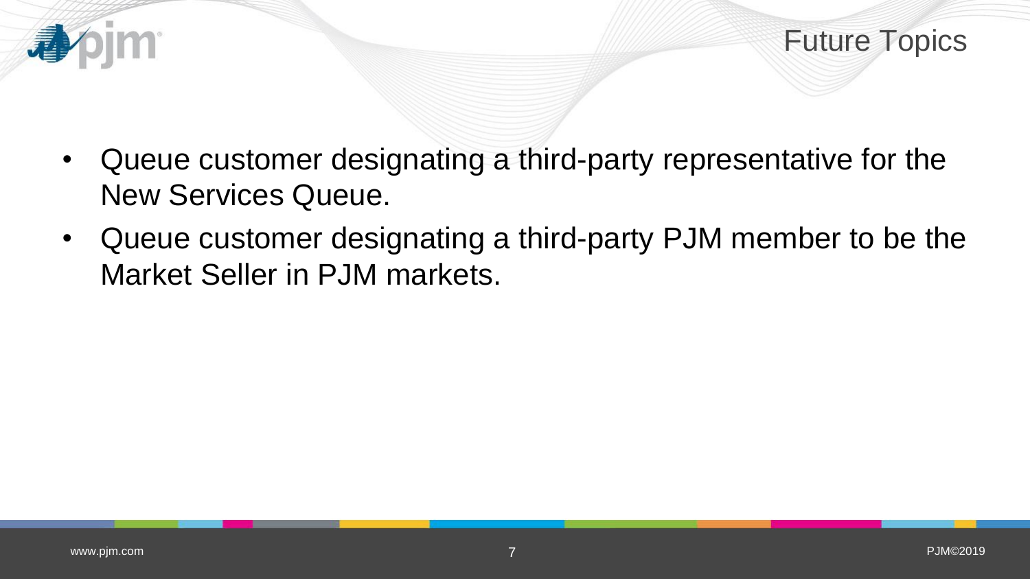# Future Topics

- Queue customer designating a third-party representative for the New Services Queue.
- Queue customer designating a third-party PJM member to be the Market Seller in PJM markets.